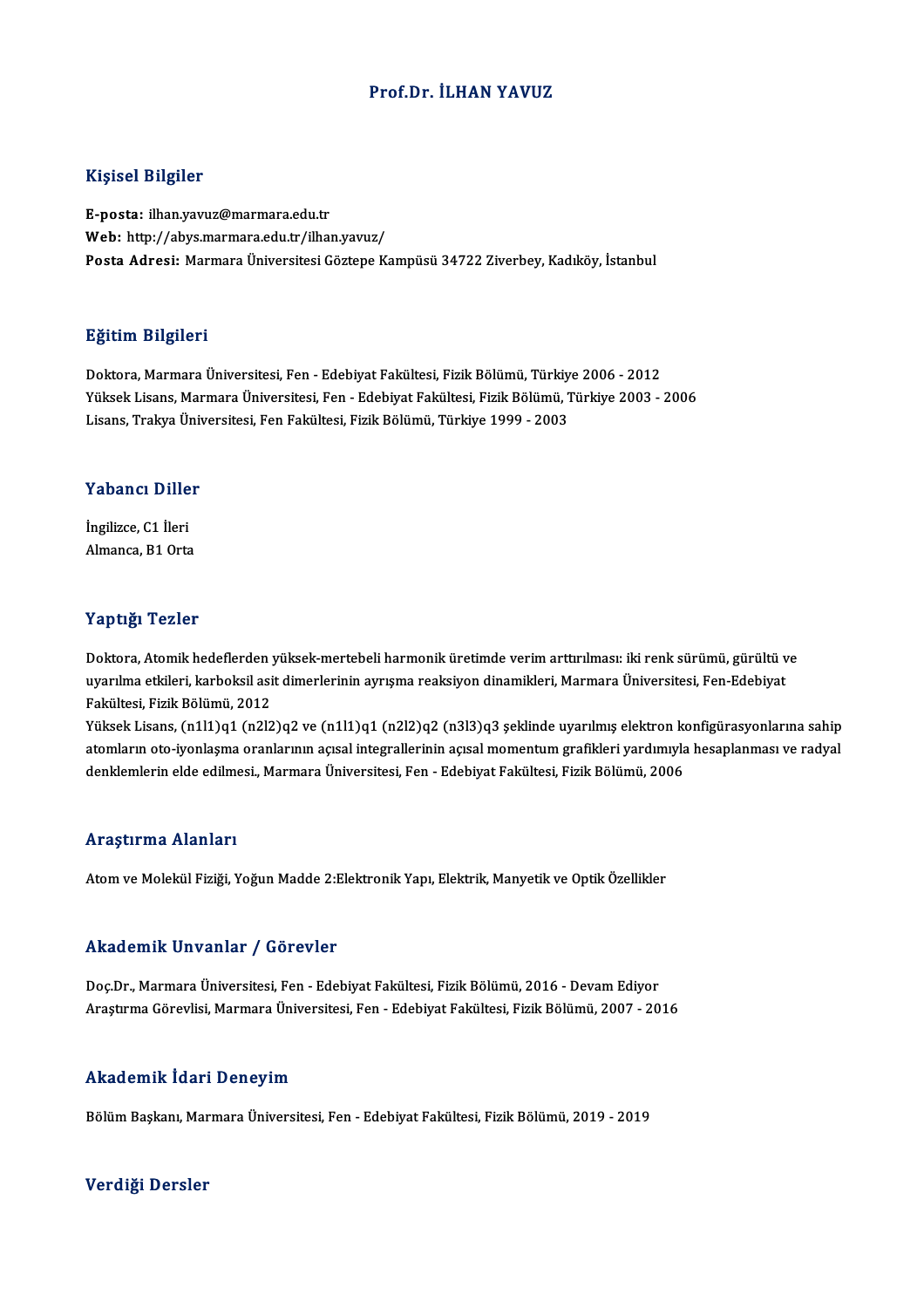# Prof.Dr. İLHAN YAVUZ

## Kişisel Bilgiler

**E-posta:** ilhan.yavuz@marmara.edu.tr
**Web:** http://abys.marmara.edu.tr/ilhan.yavuz/
**Posta Adresi:** Marmara Üniversitesi Göztepe Kampüsü 34722 Ziverbey, Kadıköy, İstanbul

## Eğitim Bilgileri

Doktora, Marmara Üniversitesi, Fen - Edebiyat Fakültesi, Fizik Bölümü, Türkiye 2006 - 2012
Yüksek Lisans, Marmara Üniversitesi, Fen - Edebiyat Fakültesi, Fizik Bölümü, Türkiye 2003 - 2006
Lisans, Trakya Üniversitesi, Fen Fakültesi, Fizik Bölümü, Türkiye 1999 - 2003

## Yabancı Diller

İngilizce, C1 İleri
Almanca, B1 Orta

## Yaptığı Tezler

Doktora, Atomik hedeflerden yüksek-mertebeli harmonik üretimde verim arttırılması: iki renk sürümü, gürültü ve uyarılma etkileri, karboksil asit dimerlerinin ayrışma reaksiyon dinamikleri, Marmara Üniversitesi, Fen-Edebiyat Fakültesi, Fizik Bölümü, 2012
Yüksek Lisans, (n1l1)q1 (n2l2)q2 ve (n1l1)q1 (n2l2)q2 (n3l3)q3 şeklinde uyarılmış elektron konfigürasyonlarına sahip atomların oto-iyonlaşma oranlarının açısal integrallerinin açısal momentum grafikleri yardımıyla hesaplanması ve radyal denklemlerin elde edilmesi., Marmara Üniversitesi, Fen - Edebiyat Fakültesi, Fizik Bölümü, 2006

## Araştırma Alanları

Atom ve Molekül Fiziği, Yoğun Madde 2:Elektronik Yapı, Elektrik, Manyetik ve Optik Özellikler

## Akademik Unvanlar / Görevler

Doç.Dr., Marmara Üniversitesi, Fen - Edebiyat Fakültesi, Fizik Bölümü, 2016 - Devam Ediyor
Araştırma Görevlisi, Marmara Üniversitesi, Fen - Edebiyat Fakültesi, Fizik Bölümü, 2007 - 2016

## Akademik İdari Deneyim

Bölüm Başkanı, Marmara Üniversitesi, Fen - Edebiyat Fakültesi, Fizik Bölümü, 2019 - 2019

## Verdiği Dersler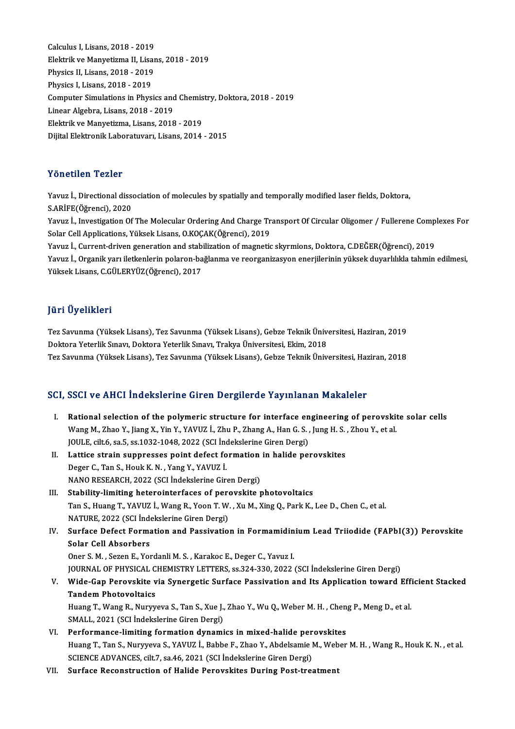Calculus I, Lisans, 2018 - 2019
Elektrik ve Manyetizma II, Lisans, 2018 - 2019
Physics II, Lisans, 2018 - 2019
Physics I, Lisans, 2018 - 2019
Computer Simulations in Physics and Chemistry, Doktora, 2018 - 2019
Linear Algebra, Lisans, 2018 - 2019
Elektrik ve Manyetizma, Lisans, 2018 - 2019
Dijital Elektronik Laboratuvarı, Lisans, 2014 - 2015

## Yönetilen Tezler

Yavuz İ., Directional dissociation of molecules by spatially and temporally modified laser fields, Doktora, S.ARİFE(Öğrenci), 2020

Yavuz İ., Investigation Of The Molecular Ordering And Charge Transport Of Circular Oligomer / Fullerene Complexes For Solar Cell Applications, Yüksek Lisans, O.KOÇAK(Öğrenci), 2019

Yavuz İ., Current-driven generation and stabilization of magnetic skyrmions, Doktora, C.DEĞER(Öğrenci), 2019

Yavuz İ., Organik yarı iletkenlerin polaron-bağlanma ve reorganizasyon enerjilerinin yüksek duyarlılıkla tahmin edilmesi, Yüksek Lisans, C.GÜLERYÜZ(Öğrenci), 2017

## Jüri Üyelikleri

Tez Savunma (Yüksek Lisans), Tez Savunma (Yüksek Lisans), Gebze Teknik Üniversitesi, Haziran, 2019
Doktora Yeterlik Sınavı, Doktora Yeterlik Sınavı, Trakya Üniversitesi, Ekim, 2018
Tez Savunma (Yüksek Lisans), Tez Savunma (Yüksek Lisans), Gebze Teknik Üniversitesi, Haziran, 2018

## SCI, SSCI ve AHCI İndekslerine Giren Dergilerde Yayınlanan Makaleler

I. **Rational selection of the polymeric structure for interface engineering of perovskite solar cells**
Wang M., Zhao Y., Jiang X., Yin Y., YAVUZ İ., Zhu P., Zhang A., Han G. S. , Jung H. S. , Zhou Y., et al.
JOULE, cilt.6, sa.5, ss.1032-1048, 2022 (SCI İndekslerine Giren Dergi)

II. **Lattice strain suppresses point defect formation in halide perovskites**
Deger C., Tan S., Houk K. N. , Yang Y., YAVUZ İ.
NANO RESEARCH, 2022 (SCI İndekslerine Giren Dergi)

III. **Stability-limiting heterointerfaces of perovskite photovoltaics**
Tan S., Huang T., YAVUZ İ., Wang R., Yoon T. W. , Xu M., Xing Q., Park K., Lee D., Chen C., et al.
NATURE, 2022 (SCI İndekslerine Giren Dergi)

IV. **Surface Defect Formation and Passivation in Formamidinium Lead Triiodide (FAPbI(3)) Perovskite Solar Cell Absorbers**
Oner S. M. , Sezen E., Yordanli M. S. , Karakoc E., Deger C., Yavuz I.
JOURNAL OF PHYSICAL CHEMISTRY LETTERS, ss.324-330, 2022 (SCI İndekslerine Giren Dergi)

V. **Wide-Gap Perovskite via Synergetic Surface Passivation and Its Application toward Efficient Stacked Tandem Photovoltaics**
Huang T., Wang R., Nuryyeva S., Tan S., Xue J., Zhao Y., Wu Q., Weber M. H. , Cheng P., Meng D., et al.
SMALL, 2021 (SCI İndekslerine Giren Dergi)

VI. **Performance-limiting formation dynamics in mixed-halide perovskites**
Huang T., Tan S., Nuryyeva S., YAVUZ İ., Babbe F., Zhao Y., Abdelsamie M., Weber M. H. , Wang R., Houk K. N. , et al.
SCIENCE ADVANCES, cilt.7, sa.46, 2021 (SCI İndekslerine Giren Dergi)

VII. **Surface Reconstruction of Halide Perovskites During Post-treatment**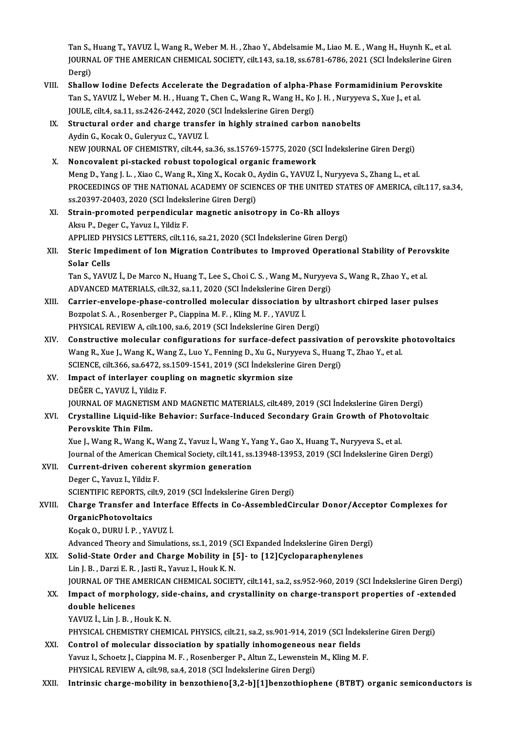Tan S., Huang T., YAVUZ İ., Wang R., Weber M. H. , Zhao Y., Abdelsamie M., Liao M. E. , Wang H., Huynh K., et al.
JOURNAL OF THE AMERICAN CHEMICAL SOCIETY, cilt.143, sa.18, ss.6781-6786, 2021 (SCI İndekslerine Giren Dergi)

VIII. **Shallow Iodine Defects Accelerate the Degradation of alpha-Phase Formamidinium Perovskite**
Tan S., YAVUZ İ., Weber M. H. , Huang T., Chen C., Wang R., Wang H., Ko J. H. , Nuryyeva S., Xue J., et al.
JOULE, cilt.4, sa.11, ss.2426-2442, 2020 (SCI İndekslerine Giren Dergi)

IX. **Structural order and charge transfer in highly strained carbon nanobelts**
Aydin G., Kocak O., Guleryuz C., YAVUZ İ.
NEW JOURNAL OF CHEMISTRY, cilt.44, sa.36, ss.15769-15775, 2020 (SCI İndekslerine Giren Dergi)

X. **Noncovalent pi-stacked robust topological organic framework**
Meng D., Yang J. L. , Xiao C., Wang R., Xing X., Kocak O., Aydin G., YAVUZ İ., Nuryyeva S., Zhang L., et al.
PROCEEDINGS OF THE NATIONAL ACADEMY OF SCIENCES OF THE UNITED STATES OF AMERICA, cilt.117, sa.34, ss.20397-20403, 2020 (SCI İndekslerine Giren Dergi)

XI. **Strain-promoted perpendicular magnetic anisotropy in Co-Rh alloys**
Aksu P., Deger C., Yavuz I., Yildiz F.
APPLIED PHYSICS LETTERS, cilt.116, sa.21, 2020 (SCI İndekslerine Giren Dergi)

XII. **Steric Impediment of Ion Migration Contributes to Improved Operational Stability of Perovskite Solar Cells**
Tan S., YAVUZ İ., De Marco N., Huang T., Lee S., Choi C. S. , Wang M., Nuryyeva S., Wang R., Zhao Y., et al.
ADVANCED MATERIALS, cilt.32, sa.11, 2020 (SCI İndekslerine Giren Dergi)

XIII. **Carrier-envelope-phase-controlled molecular dissociation by ultrashort chirped laser pulses**
Bozpolat S. A. , Rosenberger P., Ciappina M. F. , Kling M. F. , YAVUZ İ.
PHYSICAL REVIEW A, cilt.100, sa.6, 2019 (SCI İndekslerine Giren Dergi)

XIV. **Constructive molecular configurations for surface-defect passivation of perovskite photovoltaics**
Wang R., Xue J., Wang K., Wang Z., Luo Y., Fenning D., Xu G., Nuryyeva S., Huang T., Zhao Y., et al.
SCIENCE, cilt.366, sa.6472, ss.1509-1541, 2019 (SCI İndekslerine Giren Dergi)

XV. **Impact of interlayer coupling on magnetic skyrmion size**
DEĞER C., YAVUZ İ., Yildiz F.
JOURNAL OF MAGNETISM AND MAGNETIC MATERIALS, cilt.489, 2019 (SCI İndekslerine Giren Dergi)

XVI. **Crystalline Liquid-like Behavior: Surface-Induced Secondary Grain Growth of Photovoltaic Perovskite Thin Film.**
Xue J., Wang R., Wang K., Wang Z., Yavuz İ., Wang Y., Yang Y., Gao X., Huang T., Nuryyeva S., et al.
Journal of the American Chemical Society, cilt.141, ss.13948-13953, 2019 (SCI İndekslerine Giren Dergi)

XVII. **Current-driven coherent skyrmion generation**
Deger C., Yavuz I., Yildiz F.
SCIENTIFIC REPORTS, cilt.9, 2019 (SCI İndekslerine Giren Dergi)

XVIII. **Charge Transfer and Interface Effects in Co-AssembledCircular Donor/Acceptor Complexes for OrganicPhotovoltaics**
Koçak O., DURU İ. P. , YAVUZ İ.
Advanced Theory and Simulations, ss.1, 2019 (SCI Expanded İndekslerine Giren Dergi)

XIX. **Solid-State Order and Charge Mobility in [5]- to [12]Cycloparaphenylenes**
Lin J. B. , Darzi E. R. , Jasti R., Yavuz I., Houk K. N.
JOURNAL OF THE AMERICAN CHEMICAL SOCIETY, cilt.141, sa.2, ss.952-960, 2019 (SCI İndekslerine Giren Dergi)

XX. **Impact of morphology, side-chains, and crystallinity on charge-transport properties of -extended double helicenes**
YAVUZ İ., Lin J. B. , Houk K. N.
PHYSICAL CHEMISTRY CHEMICAL PHYSICS, cilt.21, sa.2, ss.901-914, 2019 (SCI İndekslerine Giren Dergi)

XXI. **Control of molecular dissociation by spatially inhomogeneous near fields**
Yavuz I., Schoetz J., Ciappina M. F. , Rosenberger P., Altun Z., Lewenstein M., Kling M. F.
PHYSICAL REVIEW A, cilt.98, sa.4, 2018 (SCI İndekslerine Giren Dergi)

XXII. **Intrinsic charge-mobility in benzothieno[3,2-b][1]benzothiophene (BTBT) organic semiconductors is**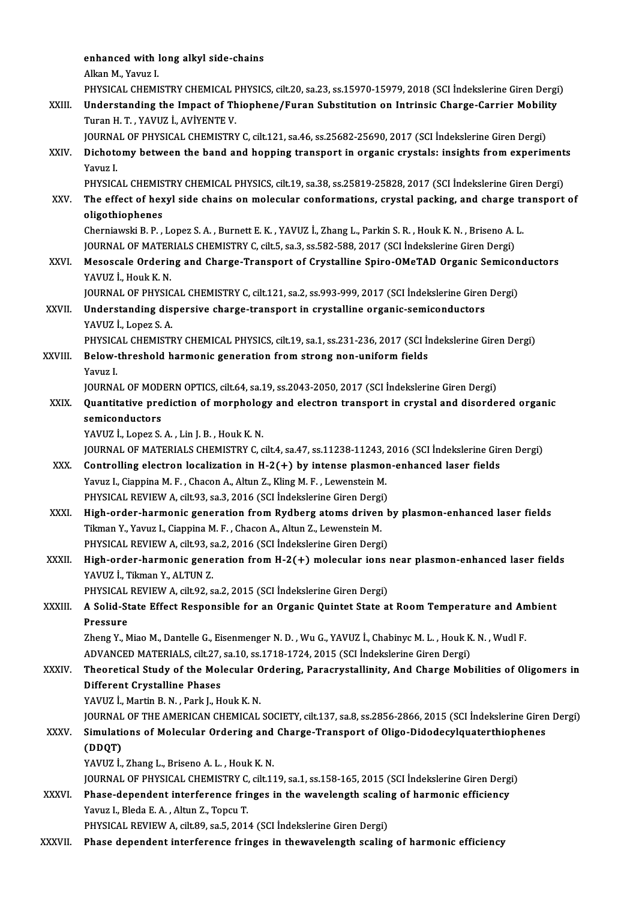**enhanced with long alkyl side-chains**
Alkan M., Yavuz I.
PHYSICAL CHEMISTRY CHEMICAL PHYSICS, cilt.20, sa.23, ss.15970-15979, 2018 (SCI İndekslerine Giren Dergi)

XXIII. **Understanding the Impact of Thiophene/Furan Substitution on Intrinsic Charge-Carrier Mobility**
Turan H. T. , YAVUZ İ., AVİYENTE V.
JOURNAL OF PHYSICAL CHEMISTRY C, cilt.121, sa.46, ss.25682-25690, 2017 (SCI İndekslerine Giren Dergi)

XXIV. **Dichotomy between the band and hopping transport in organic crystals: insights from experiments**
Yavuz I.
PHYSICAL CHEMISTRY CHEMICAL PHYSICS, cilt.19, sa.38, ss.25819-25828, 2017 (SCI İndekslerine Giren Dergi)

XXV. **The effect of hexyl side chains on molecular conformations, crystal packing, and charge transport of oligothiophenes**
Cherniawski B. P. , Lopez S. A. , Burnett E. K. , YAVUZ İ., Zhang L., Parkin S. R. , Houk K. N. , Briseno A. L.
JOURNAL OF MATERIALS CHEMISTRY C, cilt.5, sa.3, ss.582-588, 2017 (SCI İndekslerine Giren Dergi)

XXVI. **Mesoscale Ordering and Charge-Transport of Crystalline Spiro-OMeTAD Organic Semiconductors**
YAVUZ İ., Houk K. N.
JOURNAL OF PHYSICAL CHEMISTRY C, cilt.121, sa.2, ss.993-999, 2017 (SCI İndekslerine Giren Dergi)

XXVII. **Understanding dispersive charge-transport in crystalline organic-semiconductors**
YAVUZ İ., Lopez S. A.
PHYSICAL CHEMISTRY CHEMICAL PHYSICS, cilt.19, sa.1, ss.231-236, 2017 (SCI İndekslerine Giren Dergi)

XXVIII. **Below-threshold harmonic generation from strong non-uniform fields**
Yavuz I.
JOURNAL OF MODERN OPTICS, cilt.64, sa.19, ss.2043-2050, 2017 (SCI İndekslerine Giren Dergi)

XXIX. **Quantitative prediction of morphology and electron transport in crystal and disordered organic semiconductors**
YAVUZ İ., Lopez S. A. , Lin J. B. , Houk K. N.
JOURNAL OF MATERIALS CHEMISTRY C, cilt.4, sa.47, ss.11238-11243, 2016 (SCI İndekslerine Giren Dergi)

XXX. **Controlling electron localization in H-2(+) by intense plasmon-enhanced laser fields**
Yavuz I., Ciappina M. F. , Chacon A., Altun Z., Kling M. F. , Lewenstein M.
PHYSICAL REVIEW A, cilt.93, sa.3, 2016 (SCI İndekslerine Giren Dergi)

XXXI. **High-order-harmonic generation from Rydberg atoms driven by plasmon-enhanced laser fields**
Tikman Y., Yavuz I., Ciappina M. F. , Chacon A., Altun Z., Lewenstein M.
PHYSICAL REVIEW A, cilt.93, sa.2, 2016 (SCI İndekslerine Giren Dergi)

XXXII. **High-order-harmonic generation from H-2(+) molecular ions near plasmon-enhanced laser fields**
YAVUZ İ., Tikman Y., ALTUN Z.
PHYSICAL REVIEW A, cilt.92, sa.2, 2015 (SCI İndekslerine Giren Dergi)

XXXIII. **A Solid-State Effect Responsible for an Organic Quintet State at Room Temperature and Ambient Pressure**
Zheng Y., Miao M., Dantelle G., Eisenmenger N. D. , Wu G., YAVUZ İ., Chabinyc M. L. , Houk K. N. , Wudl F.
ADVANCED MATERIALS, cilt.27, sa.10, ss.1718-1724, 2015 (SCI İndekslerine Giren Dergi)

XXXIV. **Theoretical Study of the Molecular Ordering, Paracrystallinity, And Charge Mobilities of Oligomers in Different Crystalline Phases**
YAVUZ İ., Martin B. N. , Park J., Houk K. N.
JOURNAL OF THE AMERICAN CHEMICAL SOCIETY, cilt.137, sa.8, ss.2856-2866, 2015 (SCI İndekslerine Giren Dergi)

XXXV. **Simulations of Molecular Ordering and Charge-Transport of Oligo-Didodecylquaterthiophenes (DDQT)**
YAVUZ İ., Zhang L., Briseno A. L. , Houk K. N.
JOURNAL OF PHYSICAL CHEMISTRY C, cilt.119, sa.1, ss.158-165, 2015 (SCI İndekslerine Giren Dergi)

XXXVI. **Phase-dependent interference fringes in the wavelength scaling of harmonic efficiency**
Yavuz I., Bleda E. A. , Altun Z., Topcu T.
PHYSICAL REVIEW A, cilt.89, sa.5, 2014 (SCI İndekslerine Giren Dergi)

XXXVII. **Phase dependent interference fringes in thewavelength scaling of harmonic efficiency**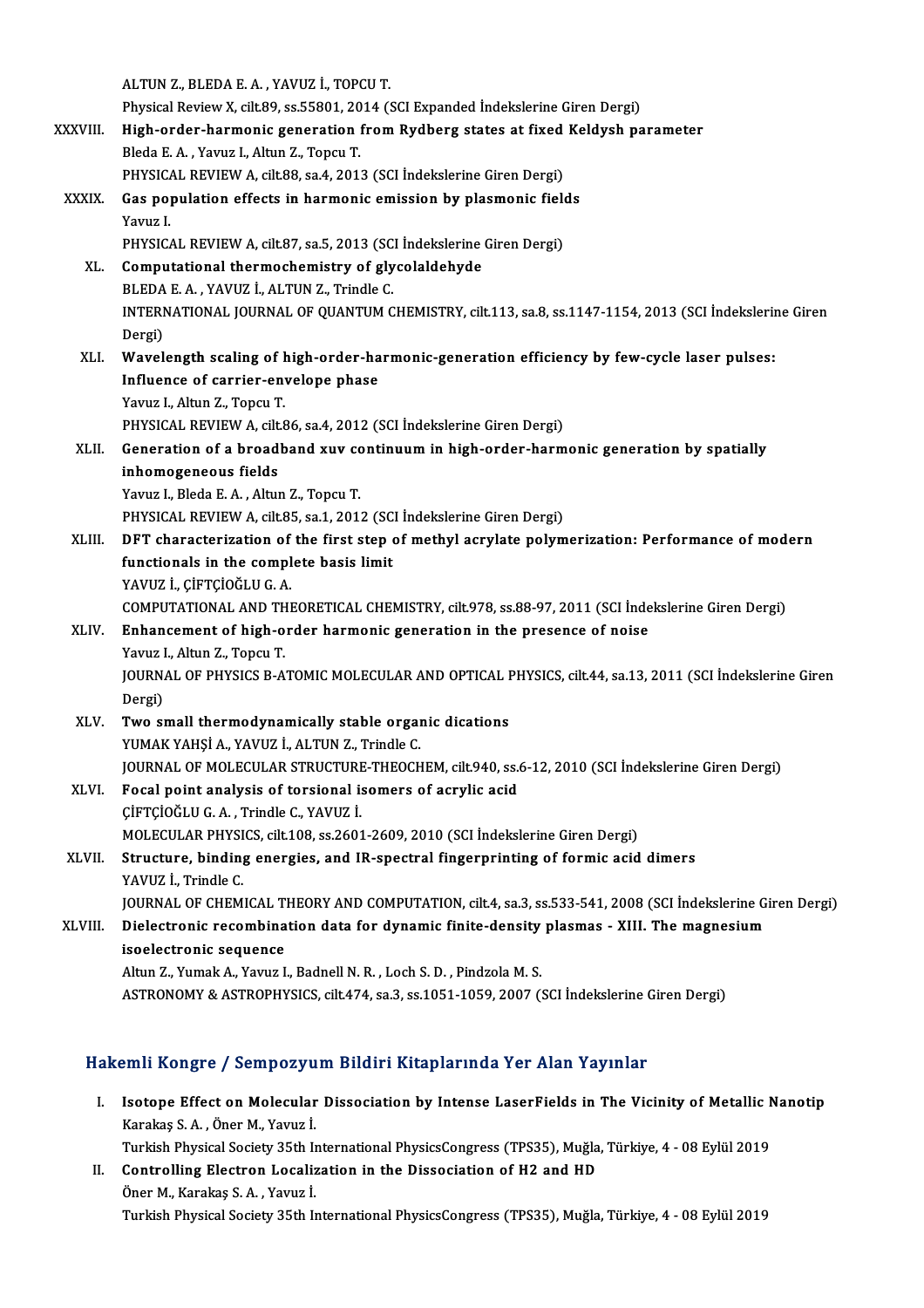ALTUN Z., BLEDA E. A. , YAVUZ İ., TOPCU T.
Physical Review X, cilt.89, ss.55801, 2014 (SCI Expanded İndekslerine Giren Dergi)

XXXVIII. **High-order-harmonic generation from Rydberg states at fixed Keldysh parameter**
Bleda E. A. , Yavuz I., Altun Z., Topcu T.
PHYSICAL REVIEW A, cilt.88, sa.4, 2013 (SCI İndekslerine Giren Dergi)

XXXIX. **Gas population effects in harmonic emission by plasmonic fields**
Yavuz I.
PHYSICAL REVIEW A, cilt.87, sa.5, 2013 (SCI İndekslerine Giren Dergi)

XL. **Computational thermochemistry of glycolaldehyde**
BLEDA E. A. , YAVUZ İ., ALTUN Z., Trindle C.
INTERNATIONAL JOURNAL OF QUANTUM CHEMISTRY, cilt.113, sa.8, ss.1147-1154, 2013 (SCI İndekslerine Giren Dergi)

XLI. **Wavelength scaling of high-order-harmonic-generation efficiency by few-cycle laser pulses: Influence of carrier-envelope phase**
Yavuz I., Altun Z., Topcu T.
PHYSICAL REVIEW A, cilt.86, sa.4, 2012 (SCI İndekslerine Giren Dergi)

XLII. **Generation of a broadband xuv continuum in high-order-harmonic generation by spatially inhomogeneous fields**
Yavuz I., Bleda E. A. , Altun Z., Topcu T.
PHYSICAL REVIEW A, cilt.85, sa.1, 2012 (SCI İndekslerine Giren Dergi)

XLIII. **DFT characterization of the first step of methyl acrylate polymerization: Performance of modern functionals in the complete basis limit**
YAVUZ İ., ÇİFTÇİOĞLU G. A.
COMPUTATIONAL AND THEORETICAL CHEMISTRY, cilt.978, ss.88-97, 2011 (SCI İndekslerine Giren Dergi)

XLIV. **Enhancement of high-order harmonic generation in the presence of noise**
Yavuz I., Altun Z., Topcu T.
JOURNAL OF PHYSICS B-ATOMIC MOLECULAR AND OPTICAL PHYSICS, cilt.44, sa.13, 2011 (SCI İndekslerine Giren Dergi)

XLV. **Two small thermodynamically stable organic dications**
YUMAK YAHŞİ A., YAVUZ İ., ALTUN Z., Trindle C.
JOURNAL OF MOLECULAR STRUCTURE-THEOCHEM, cilt.940, ss.6-12, 2010 (SCI İndekslerine Giren Dergi)

XLVI. **Focal point analysis of torsional isomers of acrylic acid**
ÇİFTÇİOĞLU G. A. , Trindle C., YAVUZ İ.
MOLECULAR PHYSICS, cilt.108, ss.2601-2609, 2010 (SCI İndekslerine Giren Dergi)

XLVII. **Structure, binding energies, and IR-spectral fingerprinting of formic acid dimers**
YAVUZ İ., Trindle C.
JOURNAL OF CHEMICAL THEORY AND COMPUTATION, cilt.4, sa.3, ss.533-541, 2008 (SCI İndekslerine Giren Dergi)

XLVIII. **Dielectronic recombination data for dynamic finite-density plasmas - XIII. The magnesium isoelectronic sequence**
Altun Z., Yumak A., Yavuz I., Badnell N. R. , Loch S. D. , Pindzola M. S.
ASTRONOMY & ASTROPHYSICS, cilt.474, sa.3, ss.1051-1059, 2007 (SCI İndekslerine Giren Dergi)

## Hakemli Kongre / Sempozyum Bildiri Kitaplarında Yer Alan Yayınlar

I. **Isotope Effect on Molecular Dissociation by Intense LaserFields in The Vicinity of Metallic Nanotip**
Karakaş S. A. , Öner M., Yavuz İ.
Turkish Physical Society 35th International PhysicsCongress (TPS35), Muğla, Türkiye, 4 - 08 Eylül 2019

II. **Controlling Electron Localization in the Dissociation of H2 and HD**
Öner M., Karakaş S. A. , Yavuz İ.
Turkish Physical Society 35th International PhysicsCongress (TPS35), Muğla, Türkiye, 4 - 08 Eylül 2019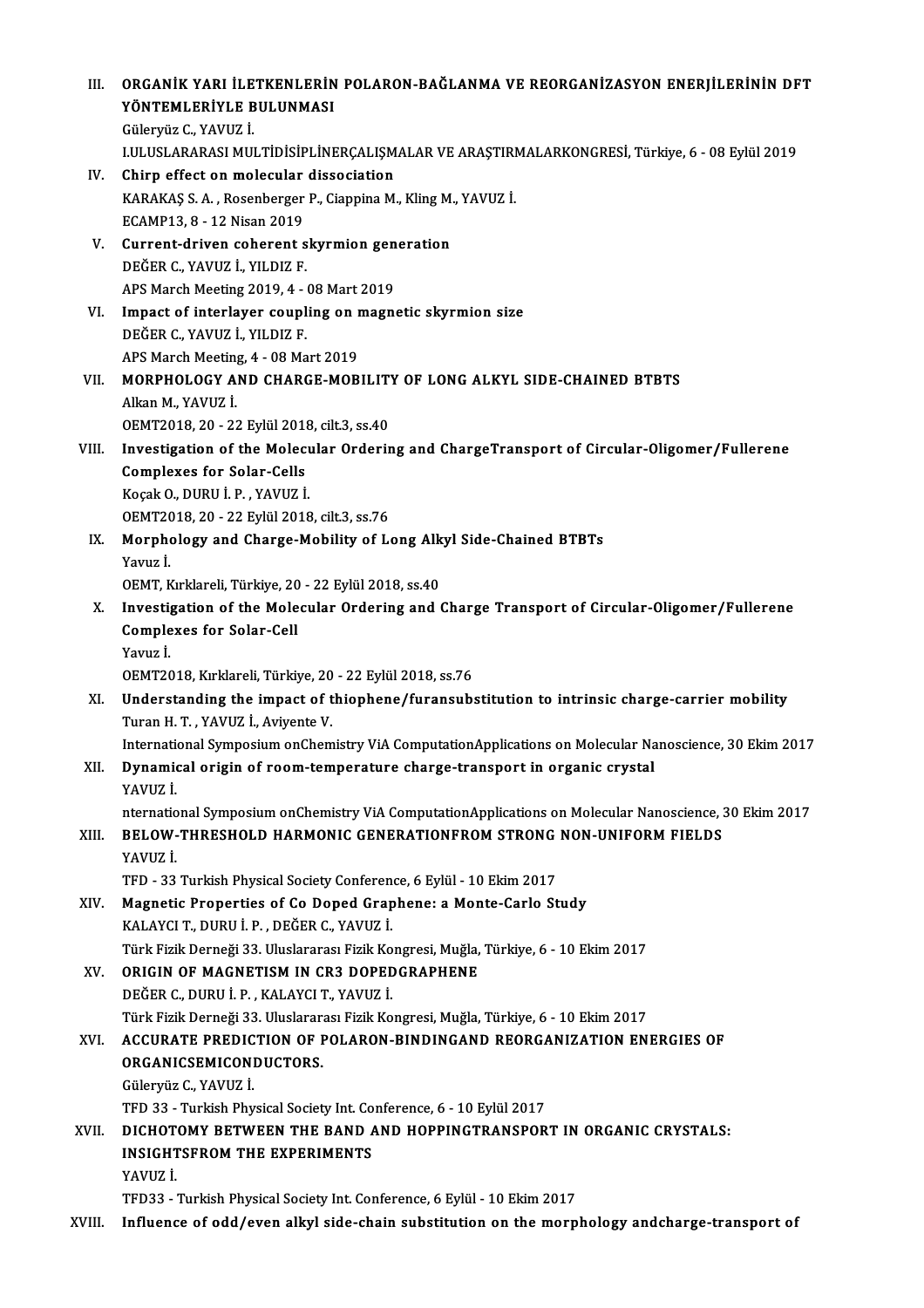III. **ORGANİK YARI İLETKENLERİN POLARON-BAĞLANMA VE REORGANİZASYON ENERJİLERİNİN DFT YÖNTEMLERİYLE BULUNMASI**
Güleryüz C., YAVUZ İ.
I.ULUSLARARASI MULTİDİSİPLİNERÇALIŞMALAR VE ARAŞTIRMALARKONGRESİ, Türkiye, 6 - 08 Eylül 2019

IV. **Chirp effect on molecular dissociation**
KARAKAŞ S. A. , Rosenberger P., Ciappina M., Kling M., YAVUZ İ.
ECAMP13, 8 - 12 Nisan 2019

V. **Current-driven coherent skyrmion generation**
DEĞER C., YAVUZ İ., YILDIZ F.
APS March Meeting 2019, 4 - 08 Mart 2019

VI. **Impact of interlayer coupling on magnetic skyrmion size**
DEĞER C., YAVUZ İ., YILDIZ F.
APS March Meeting, 4 - 08 Mart 2019

VII. **MORPHOLOGY AND CHARGE-MOBILITY OF LONG ALKYL SIDE-CHAINED BTBTS**
Alkan M., YAVUZ İ.
OEMT2018, 20 - 22 Eylül 2018, cilt.3, ss.40

VIII. **Investigation of the Molecular Ordering and ChargeTransport of Circular-Oligomer/Fullerene Complexes for Solar-Cells**
Koçak O., DURU İ. P. , YAVUZ İ.
OEMT2018, 20 - 22 Eylül 2018, cilt.3, ss.76

IX. **Morphology and Charge-Mobility of Long Alkyl Side-Chained BTBTs**
Yavuz İ.
OEMT, Kırklareli, Türkiye, 20 - 22 Eylül 2018, ss.40

X. **Investigation of the Molecular Ordering and Charge Transport of Circular-Oligomer/Fullerene Complexes for Solar-Cell**
Yavuz İ.
OEMT2018, Kırklareli, Türkiye, 20 - 22 Eylül 2018, ss.76

XI. **Understanding the impact of thiophene/furansubstitution to intrinsic charge-carrier mobility**
Turan H. T. , YAVUZ İ., Aviyente V.
International Symposium onChemistry ViA ComputationApplications on Molecular Nanoscience, 30 Ekim 2017

XII. **Dynamical origin of room-temperature charge-transport in organic crystal**
YAVUZ İ.
nternational Symposium onChemistry ViA ComputationApplications on Molecular Nanoscience, 30 Ekim 2017

XIII. **BELOW-THRESHOLD HARMONIC GENERATIONFROM STRONG NON-UNIFORM FIELDS**
YAVUZ İ.
TFD - 33 Turkish Physical Society Conference, 6 Eylül - 10 Ekim 2017

XIV. **Magnetic Properties of Co Doped Graphene: a Monte-Carlo Study**
KALAYCI T., DURU İ. P. , DEĞER C., YAVUZ İ.
Türk Fizik Derneği 33. Uluslararası Fizik Kongresi, Muğla, Türkiye, 6 - 10 Ekim 2017

XV. **ORIGIN OF MAGNETISM IN CR3 DOPEDGRAPHENE**
DEĞER C., DURU İ. P. , KALAYCI T., YAVUZ İ.
Türk Fizik Derneği 33. Uluslararası Fizik Kongresi, Muğla, Türkiye, 6 - 10 Ekim 2017

XVI. **ACCURATE PREDICTION OF POLARON-BINDINGAND REORGANIZATION ENERGIES OF ORGANICSEMICONDUCTORS.**
Güleryüz C., YAVUZ İ.
TFD 33 - Turkish Physical Society Int. Conference, 6 - 10 Eylül 2017

XVII. **DICHOTOMY BETWEEN THE BAND AND HOPPINGTRANSPORT IN ORGANIC CRYSTALS: INSIGHTSFROM THE EXPERIMENTS**
YAVUZ İ.
TFD33 - Turkish Physical Society Int. Conference, 6 Eylül - 10 Ekim 2017

XVIII. **Influence of odd/even alkyl side-chain substitution on the morphology andcharge-transport of**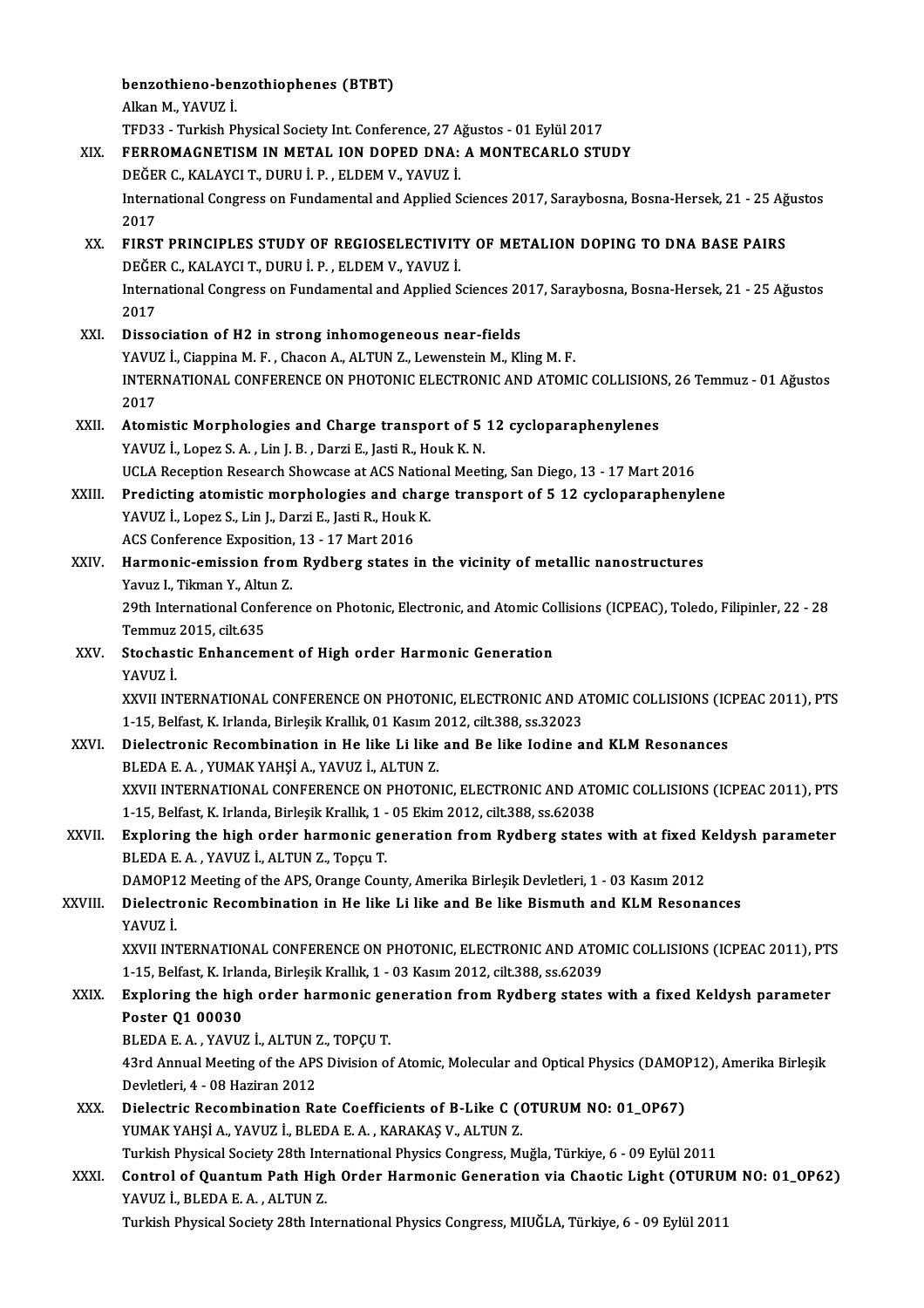**benzothieno-benzothiophenes (BTBT)**
Alkan M., YAVUZ İ.
TFD33 - Turkish Physical Society Int. Conference, 27 Ağustos - 01 Eylül 2017

XIX. **FERROMAGNETISM IN METAL ION DOPED DNA: A MONTECARLO STUDY**
DEĞER C., KALAYCI T., DURU İ. P. , ELDEM V., YAVUZ İ.
International Congress on Fundamental and Applied Sciences 2017, Saraybosna, Bosna-Hersek, 21 - 25 Ağustos 2017

XX. **FIRST PRINCIPLES STUDY OF REGIOSELECTIVITY OF METALION DOPING TO DNA BASE PAIRS**
DEĞER C., KALAYCI T., DURU İ. P. , ELDEM V., YAVUZ İ.
International Congress on Fundamental and Applied Sciences 2017, Saraybosna, Bosna-Hersek, 21 - 25 Ağustos 2017

XXI. **Dissociation of H2 in strong inhomogeneous near-fields**
YAVUZ İ., Ciappina M. F. , Chacon A., ALTUN Z., Lewenstein M., Kling M. F.
INTERNATIONAL CONFERENCE ON PHOTONIC ELECTRONIC AND ATOMIC COLLISIONS, 26 Temmuz - 01 Ağustos 2017

XXII. **Atomistic Morphologies and Charge transport of 5 12 cycloparaphenylenes**
YAVUZ İ., Lopez S. A. , Lin J. B. , Darzi E., Jasti R., Houk K. N.
UCLA Reception Research Showcase at ACS National Meeting, San Diego, 13 - 17 Mart 2016

XXIII. **Predicting atomistic morphologies and charge transport of 5 12 cycloparaphenylene**
YAVUZ İ., Lopez S., Lin J., Darzi E., Jasti R., Houk K.
ACS Conference Exposition, 13 - 17 Mart 2016

XXIV. **Harmonic-emission from Rydberg states in the vicinity of metallic nanostructures**
Yavuz I., Tikman Y., Altun Z.
29th International Conference on Photonic, Electronic, and Atomic Collisions (ICPEAC), Toledo, Filipinler, 22 - 28 Temmuz 2015, cilt.635

XXV. **Stochastic Enhancement of High order Harmonic Generation**
YAVUZ İ.
XXVII INTERNATIONAL CONFERENCE ON PHOTONIC, ELECTRONIC AND ATOMIC COLLISIONS (ICPEAC 2011), PTS 1-15, Belfast, K. Irlanda, Birleşik Krallık, 01 Kasım 2012, cilt.388, ss.32023

XXVI. **Dielectronic Recombination in He like Li like and Be like Iodine and KLM Resonances**
BLEDA E. A. , YUMAK YAHŞİ A., YAVUZ İ., ALTUN Z.
XXVII INTERNATIONAL CONFERENCE ON PHOTONIC, ELECTRONIC AND ATOMIC COLLISIONS (ICPEAC 2011), PTS 1-15, Belfast, K. Irlanda, Birleşik Krallık, 1 - 05 Ekim 2012, cilt.388, ss.62038

XXVII. **Exploring the high order harmonic generation from Rydberg states with at fixed Keldysh parameter**
BLEDA E. A. , YAVUZ İ., ALTUN Z., Topçu T.
DAMOP12 Meeting of the APS, Orange County, Amerika Birleşik Devletleri, 1 - 03 Kasım 2012

XXVIII. **Dielectronic Recombination in He like Li like and Be like Bismuth and KLM Resonances**
YAVUZ İ.
XXVII INTERNATIONAL CONFERENCE ON PHOTONIC, ELECTRONIC AND ATOMIC COLLISIONS (ICPEAC 2011), PTS 1-15, Belfast, K. Irlanda, Birleşik Krallık, 1 - 03 Kasım 2012, cilt.388, ss.62039

XXIX. **Exploring the high order harmonic generation from Rydberg states with a fixed Keldysh parameter Poster Q1 00030**
BLEDA E. A. , YAVUZ İ., ALTUN Z., TOPÇU T.
43rd Annual Meeting of the APS Division of Atomic, Molecular and Optical Physics (DAMOP12), Amerika Birleşik Devletleri, 4 - 08 Haziran 2012

XXX. **Dielectric Recombination Rate Coefficients of B-Like C (OTURUM NO: 01_OP67)**
YUMAK YAHŞİ A., YAVUZ İ., BLEDA E. A. , KARAKAŞ V., ALTUN Z.
Turkish Physical Society 28th International Physics Congress, Muğla, Türkiye, 6 - 09 Eylül 2011

XXXI. **Control of Quantum Path High Order Harmonic Generation via Chaotic Light (OTURUM NO: 01_OP62)**
YAVUZ İ., BLEDA E. A. , ALTUN Z.
Turkish Physical Society 28th International Physics Congress, MIUĞLA, Türkiye, 6 - 09 Eylül 2011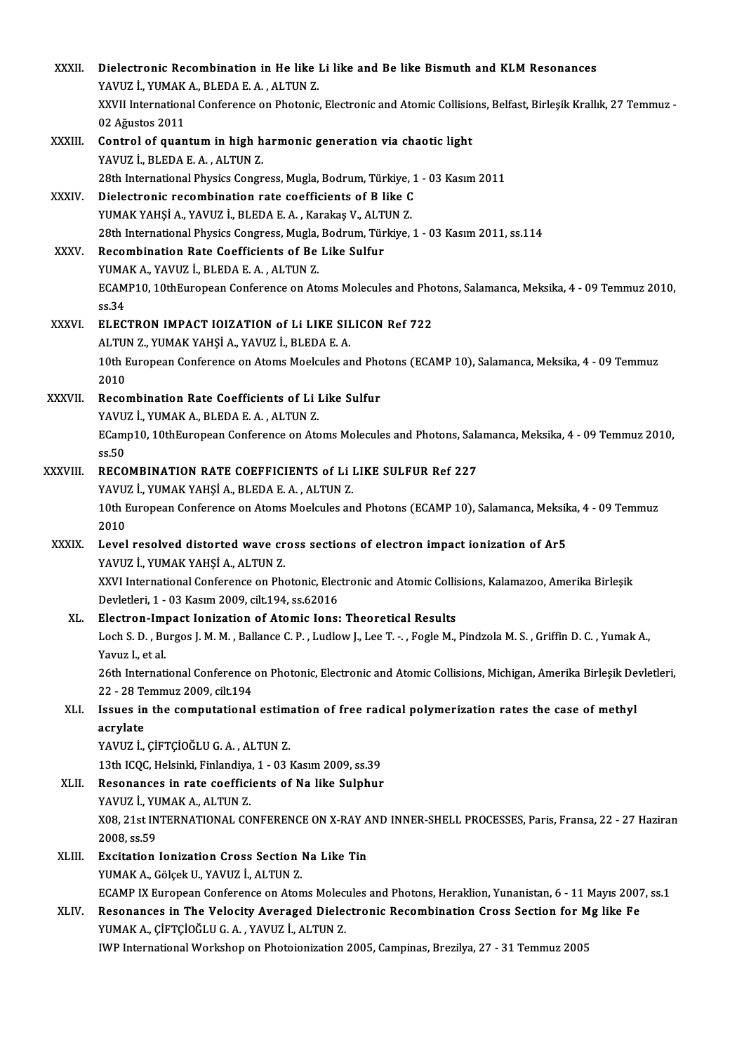XXXII. **Dielectronic Recombination in He like Li like and Be like Bismuth and KLM Resonances**
YAVUZ İ., YUMAK A., BLEDA E. A. , ALTUN Z.
XXVII International Conference on Photonic, Electronic and Atomic Collisions, Belfast, Birleşik Krallık, 27 Temmuz - 02 Ağustos 2011

XXXIII. **Control of quantum in high harmonic generation via chaotic light**
YAVUZ İ., BLEDA E. A. , ALTUN Z.
28th International Physics Congress, Mugla, Bodrum, Türkiye, 1 - 03 Kasım 2011

XXXIV. **Dielectronic recombination rate coefficients of B like C**
YUMAK YAHŞİ A., YAVUZ İ., BLEDA E. A. , Karakaş V., ALTUN Z.
28th International Physics Congress, Mugla, Bodrum, Türkiye, 1 - 03 Kasım 2011, ss.114

XXXV. **Recombination Rate Coefficients of Be Like Sulfur**
YUMAK A., YAVUZ İ., BLEDA E. A. , ALTUN Z.
ECAMP10, 10thEuropean Conference on Atoms Molecules and Photons, Salamanca, Meksika, 4 - 09 Temmuz 2010, ss.34

XXXVI. **ELECTRON IMPACT IOIZATION of Li LIKE SILICON Ref 722**
ALTUN Z., YUMAK YAHŞİ A., YAVUZ İ., BLEDA E. A.
10th European Conference on Atoms Moelcules and Photons (ECAMP 10), Salamanca, Meksika, 4 - 09 Temmuz 2010

XXXVII. **Recombination Rate Coefficients of Li Like Sulfur**
YAVUZ İ., YUMAK A., BLEDA E. A. , ALTUN Z.
ECamp10, 10thEuropean Conference on Atoms Molecules and Photons, Salamanca, Meksika, 4 - 09 Temmuz 2010, ss.50

XXXVIII. **RECOMBINATION RATE COEFFICIENTS of Li LIKE SULFUR Ref 227**
YAVUZ İ., YUMAK YAHŞİ A., BLEDA E. A. , ALTUN Z.
10th European Conference on Atoms Moelcules and Photons (ECAMP 10), Salamanca, Meksika, 4 - 09 Temmuz 2010

XXXIX. **Level resolved distorted wave cross sections of electron impact ionization of Ar5**
YAVUZ İ., YUMAK YAHŞİ A., ALTUN Z.
XXVI International Conference on Photonic, Electronic and Atomic Collisions, Kalamazoo, Amerika Birleşik Devletleri, 1 - 03 Kasım 2009, cilt.194, ss.62016

XL. **Electron-Impact Ionization of Atomic Ions: Theoretical Results**
Loch S. D. , Burgos J. M. M. , Ballance C. P. , Ludlow J., Lee T. -. , Fogle M., Pindzola M. S. , Griffin D. C. , Yumak A., Yavuz I., et al.
26th International Conference on Photonic, Electronic and Atomic Collisions, Michigan, Amerika Birleşik Devletleri, 22 - 28 Temmuz 2009, cilt.194

XLI. **Issues in the computational estimation of free radical polymerization rates the case of methyl acrylate**
YAVUZ İ., ÇİFTÇİOĞLU G. A. , ALTUN Z.
13th ICQC, Helsinki, Finlandiya, 1 - 03 Kasım 2009, ss.39

XLII. **Resonances in rate coefficients of Na like Sulphur**
YAVUZ İ., YUMAK A., ALTUN Z.
X08, 21st INTERNATIONAL CONFERENCE ON X-RAY AND INNER-SHELL PROCESSES, Paris, Fransa, 22 - 27 Haziran 2008, ss.59

XLIII. **Excitation Ionization Cross Section Na Like Tin**
YUMAK A., Gölçek U., YAVUZ İ., ALTUN Z.
ECAMP IX European Conference on Atoms Molecules and Photons, Heraklion, Yunanistan, 6 - 11 Mayıs 2007, ss.1

XLIV. **Resonances in The Velocity Averaged Dielectronic Recombination Cross Section for Mg like Fe**
YUMAK A., ÇİFTÇİOĞLU G. A. , YAVUZ İ., ALTUN Z.
IWP International Workshop on Photoionization 2005, Campinas, Brezilya, 27 - 31 Temmuz 2005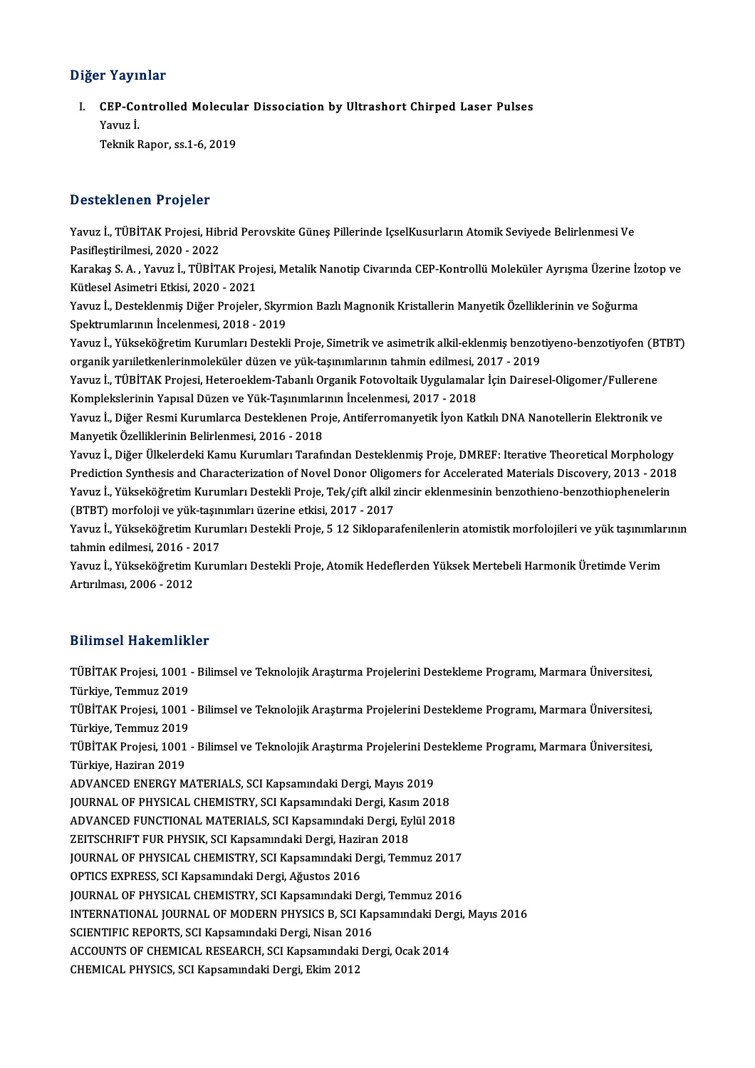## Diğer Yayınlar

I. **CEP-Controlled Molecular Dissociation by Ultrashort Chirped Laser Pulses**
   Yavuz İ.
   Teknik Rapor, ss.1-6, 2019

## Desteklenen Projeler

Yavuz İ., TÜBİTAK Projesi, Hibrid Perovskite Güneş Pillerinde IçselKusurların Atomik Seviyede Belirlenmesi Ve Pasifleştirilmesi, 2020 - 2022

Karakaş S. A. , Yavuz İ., TÜBİTAK Projesi, Metalik Nanotip Civarında CEP-Kontrollü Moleküler Ayrışma Üzerine İzotop ve Kütlesel Asimetri Etkisi, 2020 - 2021

Yavuz İ., Desteklenmiş Diğer Projeler, Skyrmion Bazlı Magnonik Kristallerin Manyetik Özelliklerinin ve Soğurma Spektrumlarının İncelenmesi, 2018 - 2019

Yavuz İ., Yükseköğretim Kurumları Destekli Proje, Simetrik ve asimetrik alkil-eklenmiş benzotiyeno-benzotiyofen (BTBT) organik yarıiletkenlerinmoleküler düzen ve yük-taşınımlarının tahmin edilmesi, 2017 - 2019

Yavuz İ., TÜBİTAK Projesi, Heteroeklem-Tabanlı Organik Fotovoltaik Uygulamalar İçin Dairesel-Oligomer/Fullerene Komplekslerinin Yapısal Düzen ve Yük-Taşınımlarının İncelenmesi, 2017 - 2018

Yavuz İ., Diğer Resmi Kurumlarca Desteklenen Proje, Antiferromanyetik İyon Katkılı DNA Nanotellerin Elektronik ve Manyetik Özelliklerinin Belirlenmesi, 2016 - 2018

Yavuz İ., Diğer Ülkelerdeki Kamu Kurumları Tarafından Desteklenmiş Proje, DMREF: Iterative Theoretical Morphology Prediction Synthesis and Characterization of Novel Donor Oligomers for Accelerated Materials Discovery, 2013 - 2018

Yavuz İ., Yükseköğretim Kurumları Destekli Proje, Tek/çift alkil zincir eklenmesinin benzothieno-benzothiophenelerin (BTBT) morfoloji ve yük-taşınımları üzerine etkisi, 2017 - 2017

Yavuz İ., Yükseköğretim Kurumları Destekli Proje, 5 12 Sikloparafenilenlerin atomistik morfolojileri ve yük taşınımlarının tahmin edilmesi, 2016 - 2017

Yavuz İ., Yükseköğretim Kurumları Destekli Proje, Atomik Hedeflerden Yüksek Mertebeli Harmonik Üretimde Verim Artırılması, 2006 - 2012

## Bilimsel Hakemlikler

TÜBİTAK Projesi, 1001 - Bilimsel ve Teknolojik Araştırma Projelerini Destekleme Programı, Marmara Üniversitesi, Türkiye, Temmuz 2019

TÜBİTAK Projesi, 1001 - Bilimsel ve Teknolojik Araştırma Projelerini Destekleme Programı, Marmara Üniversitesi, Türkiye, Temmuz 2019

TÜBİTAK Projesi, 1001 - Bilimsel ve Teknolojik Araştırma Projelerini Destekleme Programı, Marmara Üniversitesi, Türkiye, Haziran 2019

ADVANCED ENERGY MATERIALS, SCI Kapsamındaki Dergi, Mayıs 2019

JOURNAL OF PHYSICAL CHEMISTRY, SCI Kapsamındaki Dergi, Kasım 2018

ADVANCED FUNCTIONAL MATERIALS, SCI Kapsamındaki Dergi, Eylül 2018

ZEITSCHRIFT FUR PHYSIK, SCI Kapsamındaki Dergi, Haziran 2018

JOURNAL OF PHYSICAL CHEMISTRY, SCI Kapsamındaki Dergi, Temmuz 2017

OPTICS EXPRESS, SCI Kapsamındaki Dergi, Ağustos 2016

JOURNAL OF PHYSICAL CHEMISTRY, SCI Kapsamındaki Dergi, Temmuz 2016

INTERNATIONAL JOURNAL OF MODERN PHYSICS B, SCI Kapsamındaki Dergi, Mayıs 2016

SCIENTIFIC REPORTS, SCI Kapsamındaki Dergi, Nisan 2016

ACCOUNTS OF CHEMICAL RESEARCH, SCI Kapsamındaki Dergi, Ocak 2014

CHEMICAL PHYSICS, SCI Kapsamındaki Dergi, Ekim 2012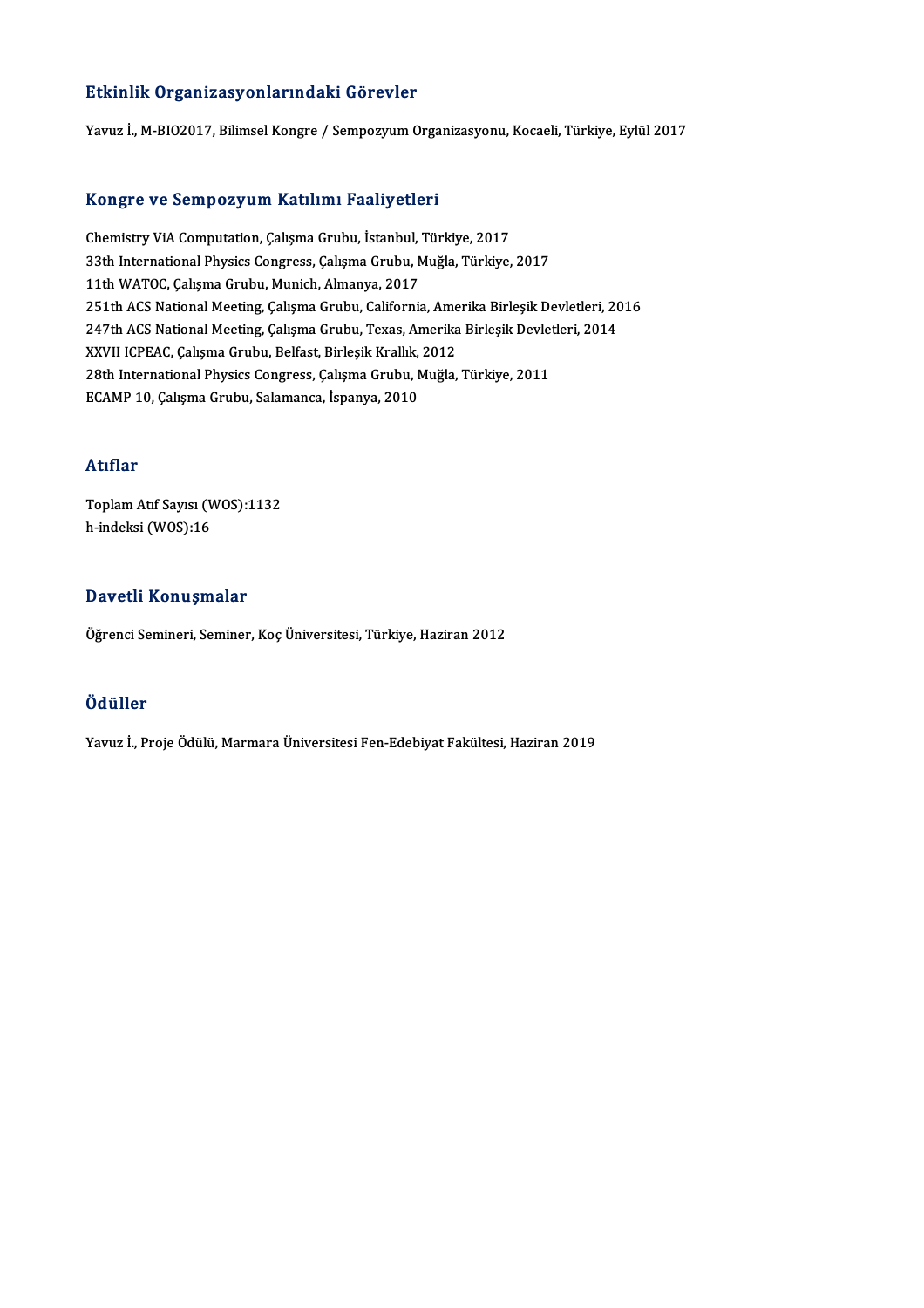## Etkinlik Organizasyonlarındaki Görevler

Yavuz İ., M-BIO2017, Bilimsel Kongre / Sempozyum Organizasyonu, Kocaeli, Türkiye, Eylül 2017

## Kongre ve Sempozyum Katılımı Faaliyetleri

Chemistry ViA Computation, Çalışma Grubu, İstanbul, Türkiye, 2017
33th International Physics Congress, Çalışma Grubu, Muğla, Türkiye, 2017
11th WATOC, Çalışma Grubu, Munich, Almanya, 2017
251th ACS National Meeting, Çalışma Grubu, California, Amerika Birleşik Devletleri, 2016
247th ACS National Meeting, Çalışma Grubu, Texas, Amerika Birleşik Devletleri, 2014
XXVII ICPEAC, Çalışma Grubu, Belfast, Birleşik Krallık, 2012
28th International Physics Congress, Çalışma Grubu, Muğla, Türkiye, 2011
ECAMP 10, Çalışma Grubu, Salamanca, İspanya, 2010

## Atıflar

Toplam Atıf Sayısı (WOS):1132
h-indeksi (WOS):16

## Davetli Konuşmalar

Öğrenci Semineri, Seminer, Koç Üniversitesi, Türkiye, Haziran 2012

## Ödüller

Yavuz İ., Proje Ödülü, Marmara Üniversitesi Fen-Edebiyat Fakültesi, Haziran 2019